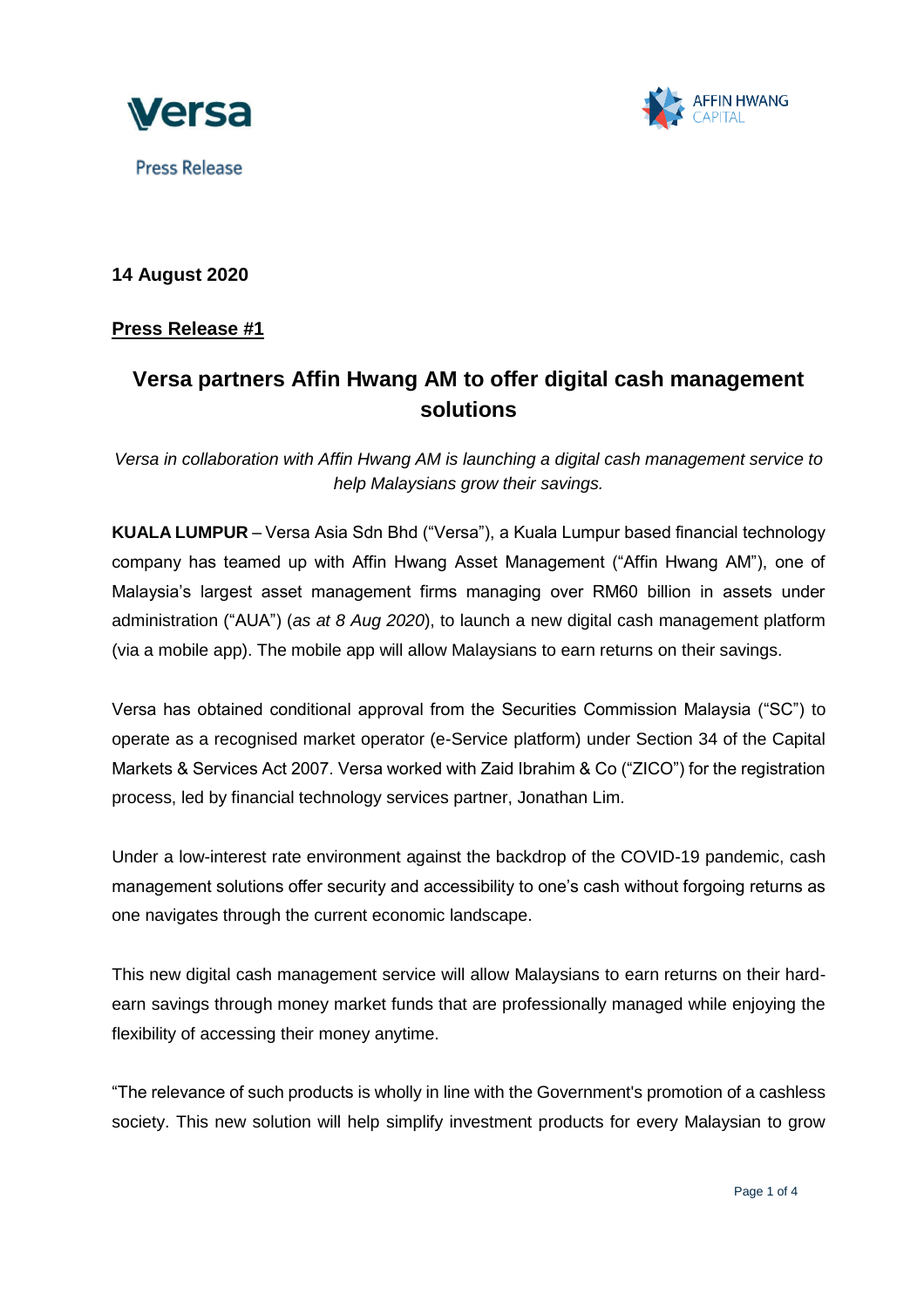Press Release

**14 August 2020**

**Press Release #1**

# Versa partners Affin Hwang AM to offer digital cash management solutions

*Versa in collaboration with Affin Hwang AM is launching a digital cash management service to help Malaysians grow their savings.*

**KUALA LUMPUR** – Versa Asia Sdn Bhd ("Versa"), a Kuala Lumpur based financial technology company has teamed up with Affin Hwang Asset Management ("Affin Hwang AM"), one of Malaysia's largest asset management firms managing over RM60 billion in assets under administration ("AUA") (*as at 8 Aug 2020*), to launch a new digital cash management platform (via a mobile app). The mobile app will allow Malaysians to earn returns on their savings.

Versa has obtained conditional approval from the Securities Commission Malaysia ("SC") to operate as a recognised market operator (e-Service platform) under Section 34 of the Capital Markets & Services Act 2007. Versa worked with Zaid Ibrahim & Co ("ZICO") for the registration process, led by financial technology services partner, Jonathan Lim.

Under a low-interest rate environment against the backdrop of the COVID-19 pandemic, cash management solutions offer security and accessibility to one's cash without forgoing returns as one navigates through the current economic landscape.

This new digital cash management service will allow Malaysians to earn returns on their hard-earn savings through money market funds that are professionally managed while enjoying the flexibility of accessing their money anytime.

"The relevance of such products is wholly in line with the Government's promotion of a cashless society. This new solution will help simplify investment products for every Malaysian to grow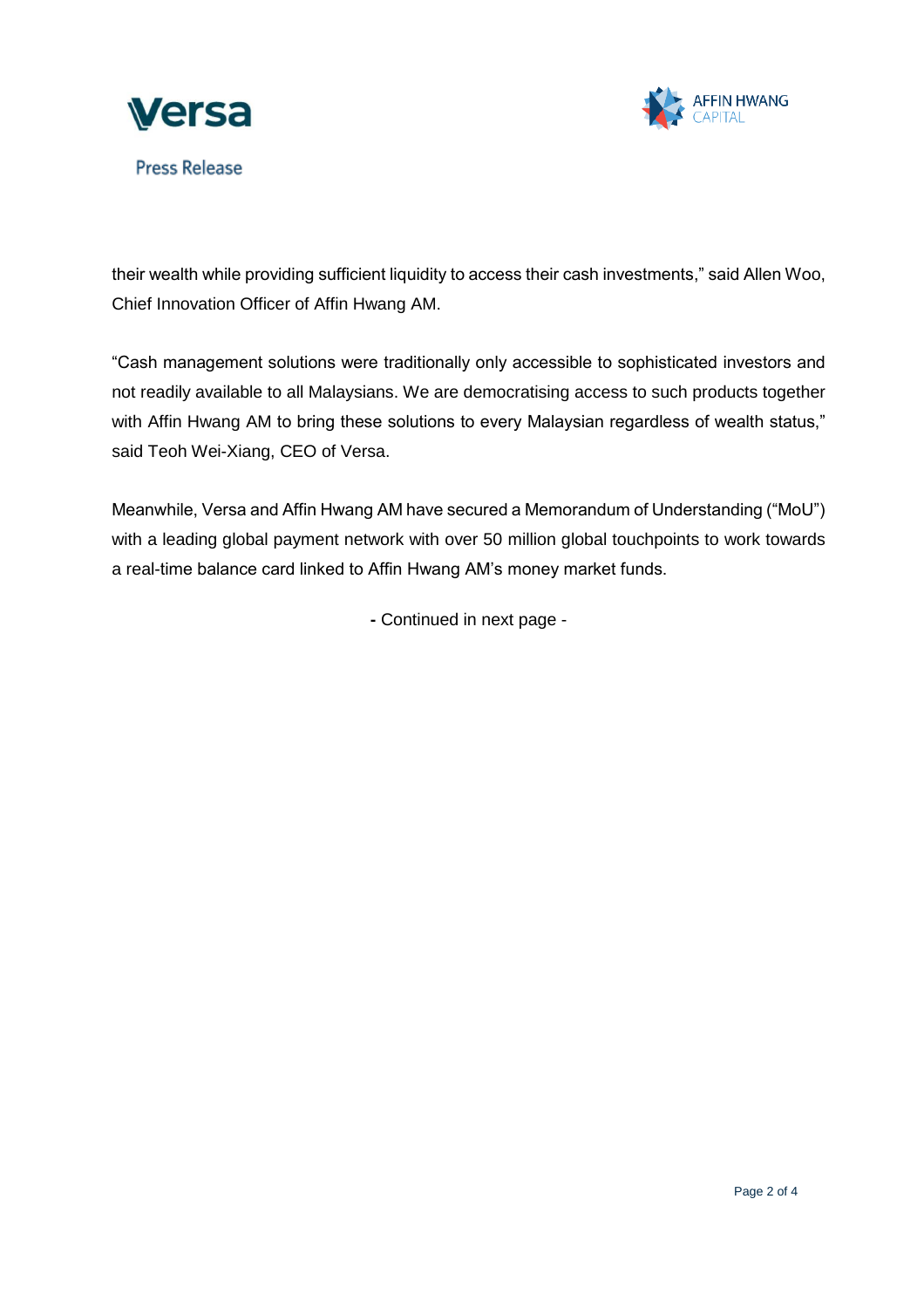their wealth while providing sufficient liquidity to access their cash investments," said Allen Woo, Chief Innovation Officer of Affin Hwang AM.

"Cash management solutions were traditionally only accessible to sophisticated investors and not readily available to all Malaysians. We are democratising access to such products together with Affin Hwang AM to bring these solutions to every Malaysian regardless of wealth status," said Teoh Wei-Xiang, CEO of Versa.

Meanwhile, Versa and Affin Hwang AM have secured a Memorandum of Understanding ("MoU") with a leading global payment network with over 50 million global touchpoints to work towards a real-time balance card linked to Affin Hwang AM's money market funds.

- Continued in next page -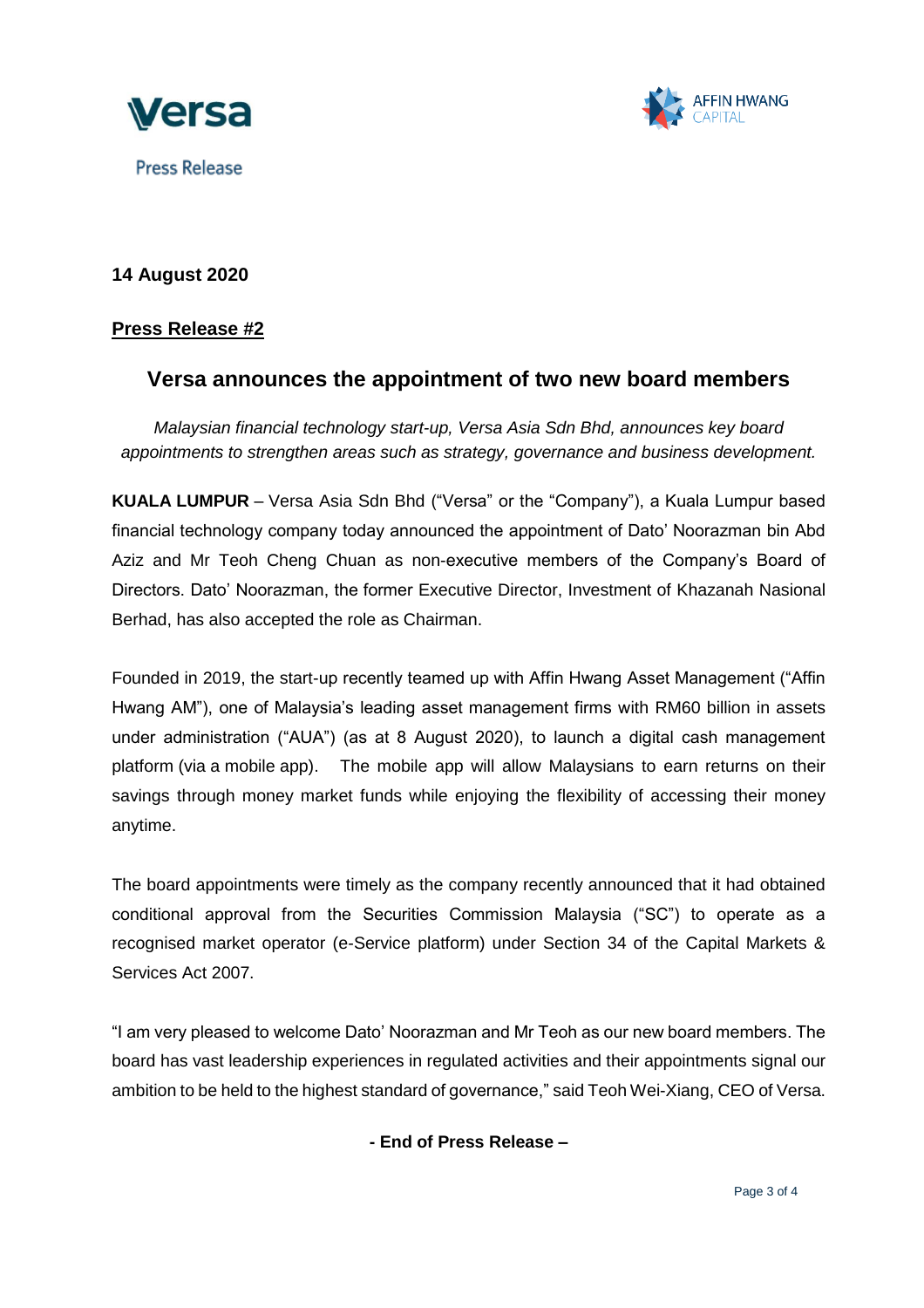Press Release

**14 August 2020**

**Press Release #2**

## Versa announces the appointment of two new board members

*Malaysian financial technology start-up, Versa Asia Sdn Bhd, announces key board appointments to strengthen areas such as strategy, governance and business development.*

**KUALA LUMPUR** – Versa Asia Sdn Bhd ("Versa" or the "Company"), a Kuala Lumpur based financial technology company today announced the appointment of Dato' Noorazman bin Abd Aziz and Mr Teoh Cheng Chuan as non-executive members of the Company's Board of Directors. Dato' Noorazman, the former Executive Director, Investment of Khazanah Nasional Berhad, has also accepted the role as Chairman.

Founded in 2019, the start-up recently teamed up with Affin Hwang Asset Management ("Affin Hwang AM"), one of Malaysia's leading asset management firms with RM60 billion in assets under administration ("AUA") (as at 8 August 2020), to launch a digital cash management platform (via a mobile app). The mobile app will allow Malaysians to earn returns on their savings through money market funds while enjoying the flexibility of accessing their money anytime.

The board appointments were timely as the company recently announced that it had obtained conditional approval from the Securities Commission Malaysia ("SC") to operate as a recognised market operator (e-Service platform) under Section 34 of the Capital Markets & Services Act 2007.

"I am very pleased to welcome Dato' Noorazman and Mr Teoh as our new board members. The board has vast leadership experiences in regulated activities and their appointments signal our ambition to be held to the highest standard of governance," said Teoh Wei-Xiang, CEO of Versa.

**- End of Press Release –**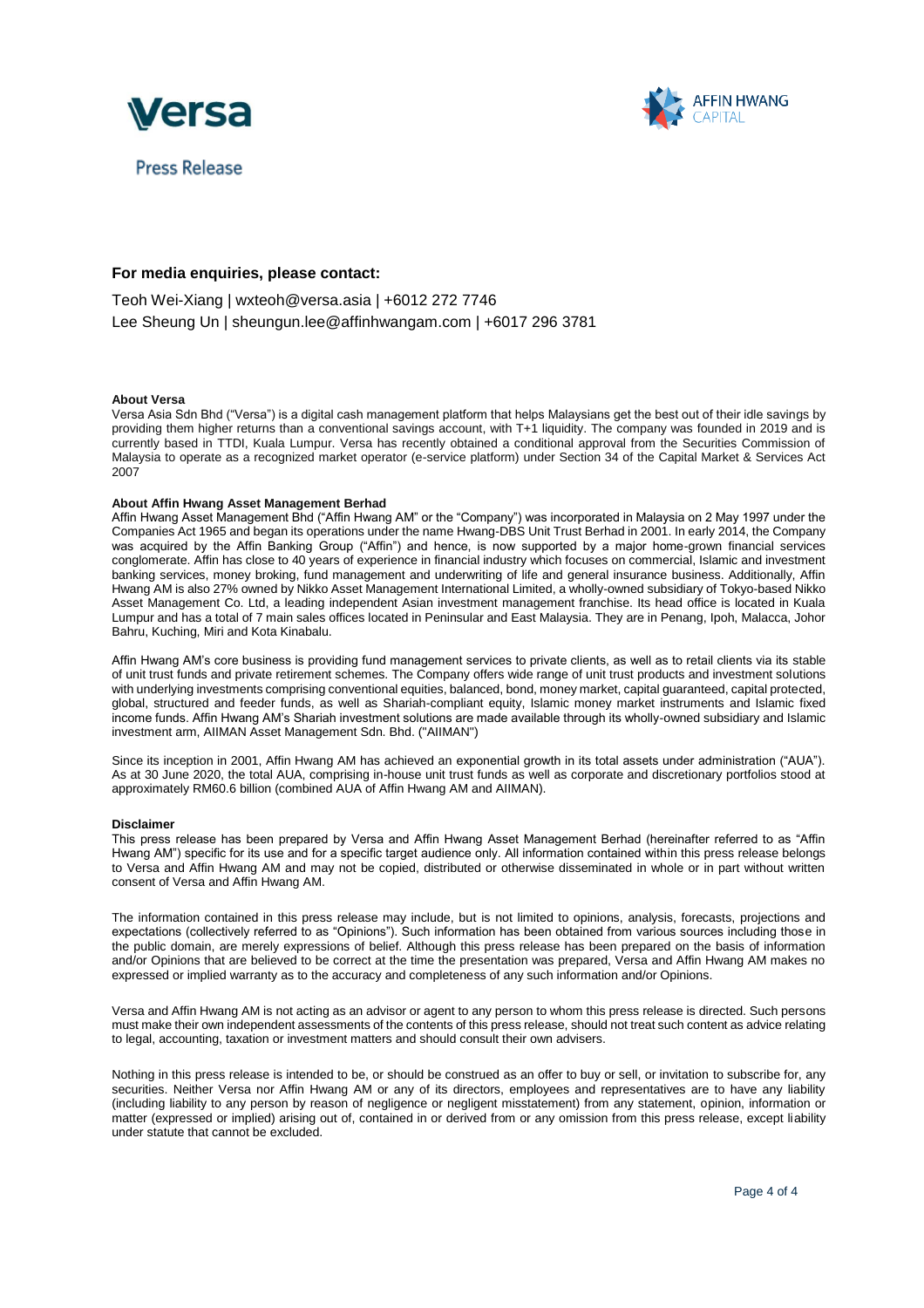Press Release

**For media enquiries, please contact:**

Teoh Wei-Xiang | wxteoh@versa.asia | +6012 272 7746
Lee Sheung Un | sheungun.lee@affinhwangam.com | +6017 296 3781

**About Versa**

Versa Asia Sdn Bhd ("Versa") is a digital cash management platform that helps Malaysians get the best out of their idle savings by providing them higher returns than a conventional savings account, with T+1 liquidity. The company was founded in 2019 and is currently based in TTDI, Kuala Lumpur. Versa has recently obtained a conditional approval from the Securities Commission of Malaysia to operate as a recognized market operator (e-service platform) under Section 34 of the Capital Market & Services Act 2007

**About Affin Hwang Asset Management Berhad**

Affin Hwang Asset Management Bhd ("Affin Hwang AM" or the "Company") was incorporated in Malaysia on 2 May 1997 under the Companies Act 1965 and began its operations under the name Hwang-DBS Unit Trust Berhad in 2001. In early 2014, the Company was acquired by the Affin Banking Group ("Affin") and hence, is now supported by a major home-grown financial services conglomerate. Affin has close to 40 years of experience in financial industry which focuses on commercial, Islamic and investment banking services, money broking, fund management and underwriting of life and general insurance business. Additionally, Affin Hwang AM is also 27% owned by Nikko Asset Management International Limited, a wholly-owned subsidiary of Tokyo-based Nikko Asset Management Co. Ltd, a leading independent Asian investment management franchise. Its head office is located in Kuala Lumpur and has a total of 7 main sales offices located in Peninsular and East Malaysia. They are in Penang, Ipoh, Malacca, Johor Bahru, Kuching, Miri and Kota Kinabalu.

Affin Hwang AM's core business is providing fund management services to private clients, as well as to retail clients via its stable of unit trust funds and private retirement schemes. The Company offers wide range of unit trust products and investment solutions with underlying investments comprising conventional equities, balanced, bond, money market, capital guaranteed, capital protected, global, structured and feeder funds, as well as Shariah-compliant equity, Islamic money market instruments and Islamic fixed income funds. Affin Hwang AM's Shariah investment solutions are made available through its wholly-owned subsidiary and Islamic investment arm, AIIMAN Asset Management Sdn. Bhd. ("AIIMAN")

Since its inception in 2001, Affin Hwang AM has achieved an exponential growth in its total assets under administration ("AUA"). As at 30 June 2020, the total AUA, comprising in-house unit trust funds as well as corporate and discretionary portfolios stood at approximately RM60.6 billion (combined AUA of Affin Hwang AM and AIIMAN).

**Disclaimer**

This press release has been prepared by Versa and Affin Hwang Asset Management Berhad (hereinafter referred to as "Affin Hwang AM") specific for its use and for a specific target audience only. All information contained within this press release belongs to Versa and Affin Hwang AM and may not be copied, distributed or otherwise disseminated in whole or in part without written consent of Versa and Affin Hwang AM.

The information contained in this press release may include, but is not limited to opinions, analysis, forecasts, projections and expectations (collectively referred to as "Opinions"). Such information has been obtained from various sources including those in the public domain, are merely expressions of belief. Although this press release has been prepared on the basis of information and/or Opinions that are believed to be correct at the time the presentation was prepared, Versa and Affin Hwang AM makes no expressed or implied warranty as to the accuracy and completeness of any such information and/or Opinions.

Versa and Affin Hwang AM is not acting as an advisor or agent to any person to whom this press release is directed. Such persons must make their own independent assessments of the contents of this press release, should not treat such content as advice relating to legal, accounting, taxation or investment matters and should consult their own advisers.

Nothing in this press release is intended to be, or should be construed as an offer to buy or sell, or invitation to subscribe for, any securities. Neither Versa nor Affin Hwang AM or any of its directors, employees and representatives are to have any liability (including liability to any person by reason of negligence or negligent misstatement) from any statement, opinion, information or matter (expressed or implied) arising out of, contained in or derived from or any omission from this press release, except liability under statute that cannot be excluded.